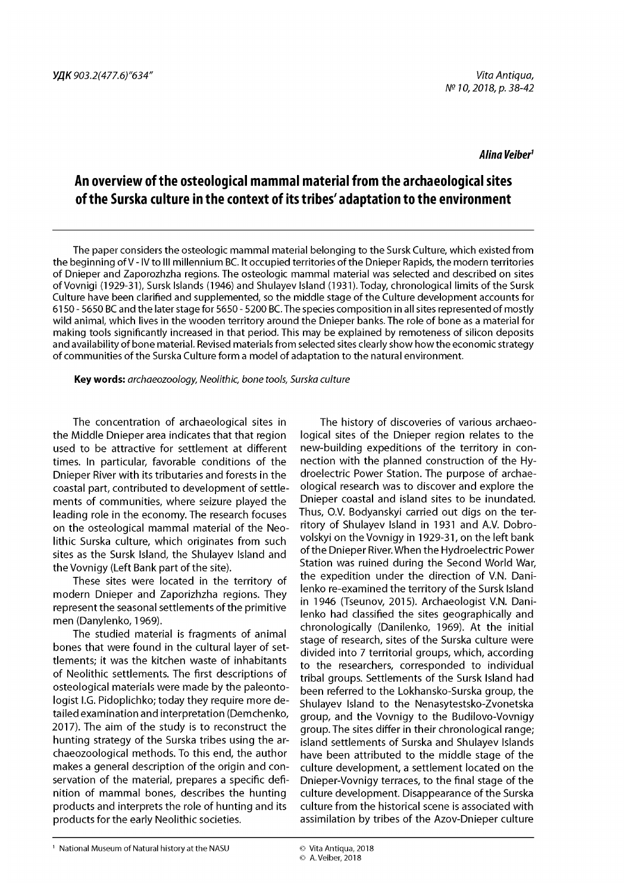УДК 903.2(477.6)"634"

*Alina Veiber*[1]

# An overview of the osteological mammal material from the archaeological sites of the Surska culture in the context of its tribes' adaptation to the environment

The paper considers the osteologic mammal material belonging to the Sursk Culture, which existed from the beginning of V - IV to III millennium BC. It occupied territories of the Dnieper Rapids, the modern territories of Dnieper and Zaporozhzha regions. The osteologic mammal material was selected and described on sites of Vovnigi (1929-31), Sursk Islands (1946) and Shulayev Island (1931). Today, chronological limits of the Sursk Culture have been clarified and supplemented, so the middle stage of the Culture development accounts for 6150 - 5650 BC and the later stage for 5650 - 5200 BC. The species composition in all sites represented of mostly wild animal, which lives in the wooden territory around the Dnieper banks. The role of bone as a material for making tools significantly increased in that period. This may be explained by remoteness of silicon deposits and availability of bone material. Revised materials from selected sites clearly show how the economic strategy of communities of the Surska Culture form a model of adaptation to the natural environment.

**Key words:** *archaeozoology, Neolithic, bone tools, Surska culture*

The concentration of archaeological sites in the Middle Dnieper area indicates that that region used to be attractive for settlement at different times. In particular, favorable conditions of the Dnieper River with its tributaries and forests in the coastal part, contributed to development of settlements of communities, where seizure played the leading role in the economy. The research focuses on the osteological mammal material of the Neolithic Surska culture, which originates from such sites as the Sursk Island, the Shulayev Island and the Vovnigy (Left Bank part of the site).

These sites were located in the territory of modern Dnieper and Zaporizhzha regions. They represent the seasonal settlements of the primitive men (Danylenko, 1969).

The studied material is fragments of animal bones that were found in the cultural layer of settlements; it was the kitchen waste of inhabitants of Neolithic settlements. The first descriptions of osteological materials were made by the paleontologist I.G. Pidoplichko; today they require more detailed examination and interpretation (Demchenko, 2017). The aim of the study is to reconstruct the hunting strategy of the Surska tribes using the archaeozoological methods. To this end, the author makes a general description of the origin and conservation of the material, prepares a specific definition of mammal bones, describes the hunting products and interprets the role of hunting and its products for the early Neolithic societies.

The history of discoveries of various archaeological sites of the Dnieper region relates to the new-building expeditions of the territory in connection with the planned construction of the Hydroelectric Power Station. The purpose of archaeological research was to discover and explore the Dnieper coastal and island sites to be inundated. Thus, O.V. Bodyanskyi carried out digs on the territory of Shulayev Island in 1931 and A.V. Dobrovolskyi on the Vovnigy in 1929-31, on the left bank of the Dnieper River. When the Hydroelectric Power Station was ruined during the Second World War, the expedition under the direction of V.N. Danilenko re-examined the territory of the Sursk Island in 1946 (Tseunov, 2015). Archaeologist V.N. Danilenko had classified the sites geographically and chronologically (Danilenko, 1969). At the initial stage of research, sites of the Surska culture were divided into 7 territorial groups, which, according to the researchers, corresponded to individual tribal groups. Settlements of the Sursk Island had been referred to the Lokhansko-Surska group, the Shulayev Island to the Nenasytestsko-Zvonetska group, and the Vovnigy to the Budilovo-Vovnigy group. The sites differ in their chronological range; island settlements of Surska and Shulayev Islands have been attributed to the middle stage of the culture development, a settlement located on the Dnieper-Vovnigy terraces, to the final stage of the culture development. Disappearance of the Surska culture from the historical scene is associated with assimilation by tribes of the Azov-Dnieper culture

[1] National Museum of Natural history at the NASU

© Vita Antiqua, 2018
© A. Veiber, 2018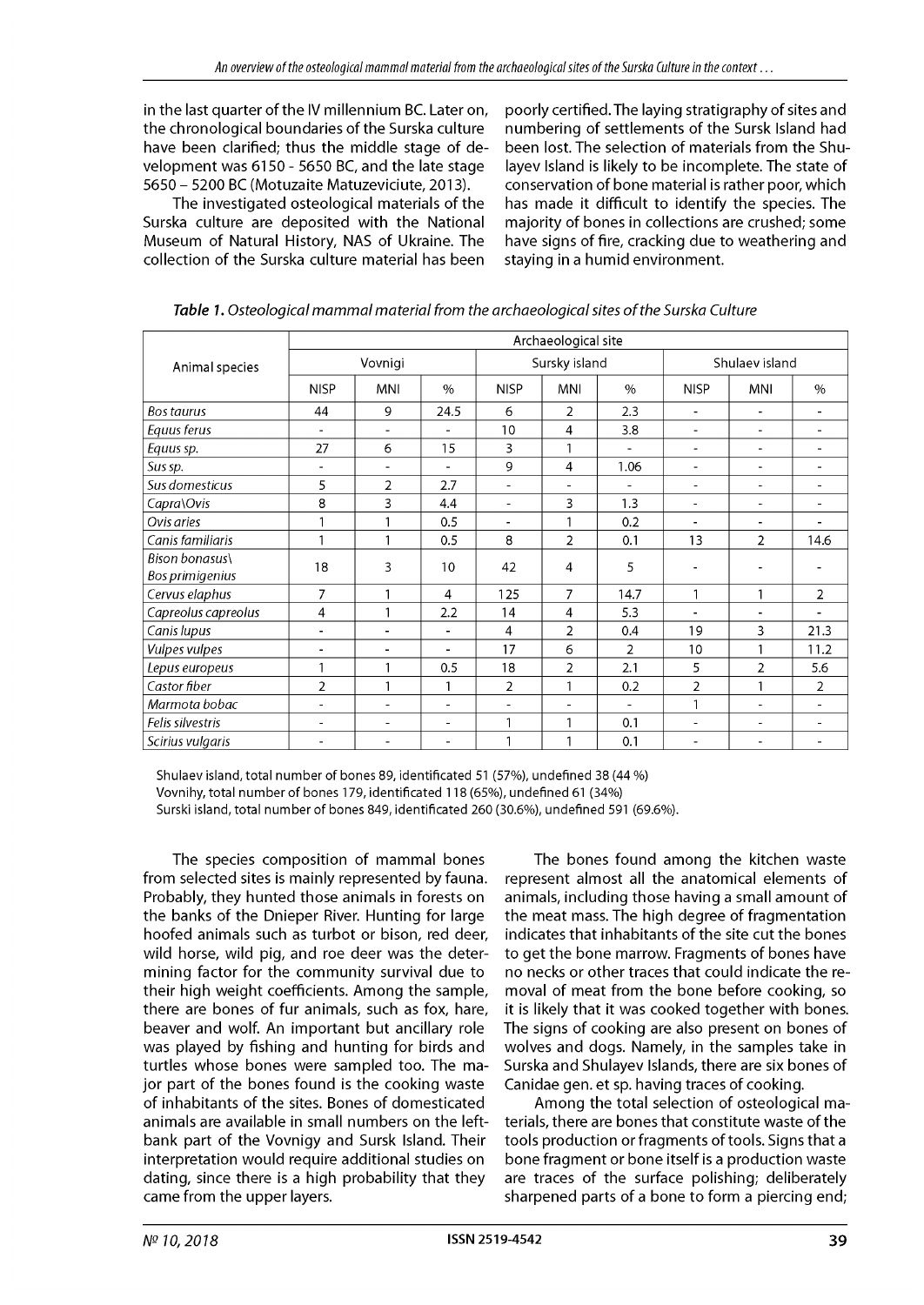in the last quarter of the IV millennium BC. Later on, the chronological boundaries of the Surska culture have been clarified; thus the middle stage of development was 6150 - 5650 BC, and the late stage 5650 – 5200 BC (Motuzaite Matuzeviciute, 2013).

The investigated osteological materials of the Surska culture are deposited with the National Museum of Natural History, NAS of Ukraine. The collection of the Surska culture material has been poorly certified. The laying stratigraphy of sites and numbering of settlements of the Sursk Island had been lost. The selection of materials from the Shulayev Island is likely to be incomplete. The state of conservation of bone material is rather poor, which has made it difficult to identify the species. The majority of bones in collections are crushed; some have signs of fire, cracking due to weathering and staying in a humid environment.

***Table 1.*** *Osteological mammal material from the archaeological sites of the Surska Culture*

| Animal species | Archaeological site | | | | | | | | |
|---|---|---|---|---|---|---|---|---|---|
| | Vovnigi | | | Sursky island | | | Shulaev island | | |
| | NISP | MNI | % | NISP | MNI | % | NISP | MNI | % |
| *Bos taurus* | 44 | 9 | 24.5 | 6 | 2 | 2.3 | - | - | - |
| *Equus ferus* | - | - | - | 10 | 4 | 3.8 | - | - | - |
| *Equus sp.* | 27 | 6 | 15 | 3 | 1 | - | - | - | - |
| *Sus sp.* | - | - | - | 9 | 4 | 1.06 | - | - | - |
| *Sus domesticus* | 5 | 2 | 2.7 | - | - | - | - | - | - |
| *Capra\Ovis* | 8 | 3 | 4.4 | - | 3 | 1.3 | - | - | - |
| *Ovis aries* | 1 | 1 | 0.5 | - | 1 | 0.2 | - | - | - |
| *Canis familiaris* | 1 | 1 | 0.5 | 8 | 2 | 0.1 | 13 | 2 | 14.6 |
| *Bison bonasus\ Bos primigenius* | 18 | 3 | 10 | 42 | 4 | 5 | - | - | - |
| *Cervus elaphus* | 7 | 1 | 4 | 125 | 7 | 14.7 | 1 | 1 | 2 |
| *Capreolus capreolus* | 4 | 1 | 2.2 | 14 | 4 | 5.3 | - | - | - |
| *Canis lupus* | - | - | - | 4 | 2 | 0.4 | 19 | 3 | 21.3 |
| *Vulpes vulpes* | - | - | - | 17 | 6 | 2 | 10 | 1 | 11.2 |
| *Lepus europeus* | 1 | 1 | 0.5 | 18 | 2 | 2.1 | 5 | 2 | 5.6 |
| *Castor fiber* | 2 | 1 | 1 | 2 | 1 | 0.2 | 2 | 1 | 2 |
| *Marmota bobac* | - | - | - | - | - | - | 1 | - | - |
| *Felis silvestris* | - | - | - | 1 | 1 | 0.1 | - | - | - |
| *Scirius vulgaris* | - | - | - | 1 | 1 | 0.1 | - | - | - |

Shulaev island, total number of bones 89, identificated 51 (57%), undefined 38 (44 %)
Vovnihy, total number of bones 179, identificated 118 (65%), undefined 61 (34%)
Surski island, total number of bones 849, identificated 260 (30.6%), undefined 591 (69.6%).

The species composition of mammal bones from selected sites is mainly represented by fauna. Probably, they hunted those animals in forests on the banks of the Dnieper River. Hunting for large hoofed animals such as turbot or bison, red deer, wild horse, wild pig, and roe deer was the determining factor for the community survival due to their high weight coefficients. Among the sample, there are bones of fur animals, such as fox, hare, beaver and wolf. An important but ancillary role was played by fishing and hunting for birds and turtles whose bones were sampled too. The major part of the bones found is the cooking waste of inhabitants of the sites. Bones of domesticated animals are available in small numbers on the left-bank part of the Vovnigy and Sursk Island. Their interpretation would require additional studies on dating, since there is a high probability that they came from the upper layers.

The bones found among the kitchen waste represent almost all the anatomical elements of animals, including those having a small amount of the meat mass. The high degree of fragmentation indicates that inhabitants of the site cut the bones to get the bone marrow. Fragments of bones have no necks or other traces that could indicate the removal of meat from the bone before cooking, so it is likely that it was cooked together with bones. The signs of cooking are also present on bones of wolves and dogs. Namely, in the samples take in Surska and Shulayev Islands, there are six bones of Canidae gen. et sp. having traces of cooking.

Among the total selection of osteological materials, there are bones that constitute waste of the tools production or fragments of tools. Signs that a bone fragment or bone itself is a production waste are traces of the surface polishing; deliberately sharpened parts of a bone to form a piercing end;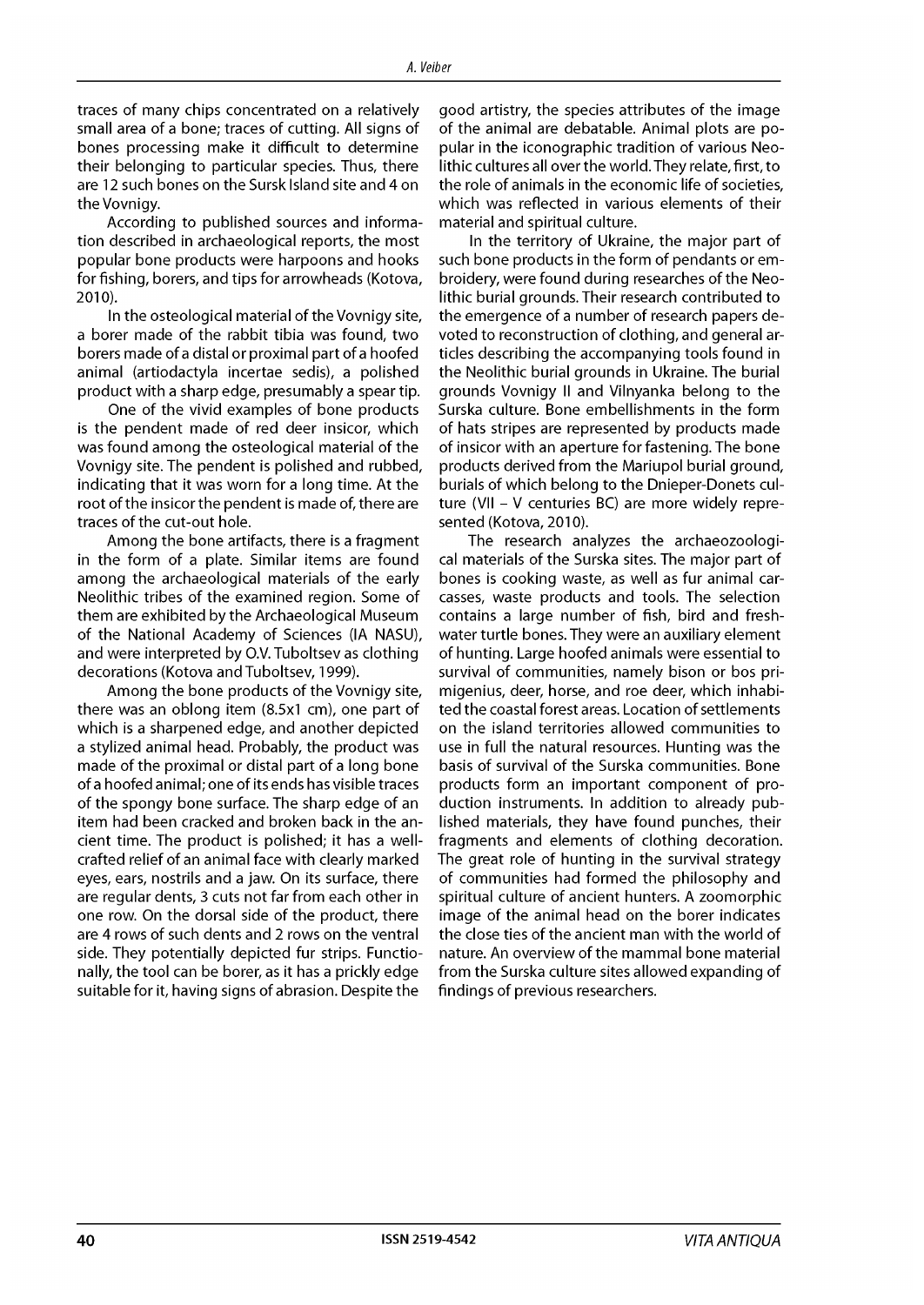traces of many chips concentrated on a relatively small area of a bone; traces of cutting. All signs of bones processing make it difficult to determine their belonging to particular species. Thus, there are 12 such bones on the Sursk Island site and 4 on the Vovnigy.

According to published sources and information described in archaeological reports, the most popular bone products were harpoons and hooks for fishing, borers, and tips for arrowheads (Kotova, 2010).

In the osteological material of the Vovnigy site, a borer made of the rabbit tibia was found, two borers made of a distal or proximal part of a hoofed animal (artiodactyla incertae sedis), a polished product with a sharp edge, presumably a spear tip.

One of the vivid examples of bone products is the pendent made of red deer insicor, which was found among the osteological material of the Vovnigy site. The pendent is polished and rubbed, indicating that it was worn for a long time. At the root of the insicor the pendent is made of, there are traces of the cut-out hole.

Among the bone artifacts, there is a fragment in the form of a plate. Similar items are found among the archaeological materials of the early Neolithic tribes of the examined region. Some of them are exhibited by the Archaeological Museum of the National Academy of Sciences (IA NASU), and were interpreted by O.V. Tuboltsev as clothing decorations (Kotova and Tuboltsev, 1999).

Among the bone products of the Vovnigy site, there was an oblong item (8.5x1 cm), one part of which is a sharpened edge, and another depicted a stylized animal head. Probably, the product was made of the proximal or distal part of a long bone of a hoofed animal; one of its ends has visible traces of the spongy bone surface. The sharp edge of an item had been cracked and broken back in the ancient time. The product is polished; it has a well-crafted relief of an animal face with clearly marked eyes, ears, nostrils and a jaw. On its surface, there are regular dents, 3 cuts not far from each other in one row. On the dorsal side of the product, there are 4 rows of such dents and 2 rows on the ventral side. They potentially depicted fur strips. Functionally, the tool can be borer, as it has a prickly edge suitable for it, having signs of abrasion. Despite the good artistry, the species attributes of the image of the animal are debatable. Animal plots are popular in the iconographic tradition of various Neolithic cultures all over the world. They relate, first, to the role of animals in the economic life of societies, which was reflected in various elements of their material and spiritual culture.

In the territory of Ukraine, the major part of such bone products in the form of pendants or embroidery, were found during researches of the Neolithic burial grounds. Their research contributed to the emergence of a number of research papers devoted to reconstruction of clothing, and general articles describing the accompanying tools found in the Neolithic burial grounds in Ukraine. The burial grounds Vovnigy II and Vilnyanka belong to the Surska culture. Bone embellishments in the form of hats stripes are represented by products made of insicor with an aperture for fastening. The bone products derived from the Mariupol burial ground, burials of which belong to the Dnieper-Donets culture (VII – V centuries BC) are more widely represented (Kotova, 2010).

The research analyzes the archaeozoological materials of the Surska sites. The major part of bones is cooking waste, as well as fur animal carcasses, waste products and tools. The selection contains a large number of fish, bird and freshwater turtle bones. They were an auxiliary element of hunting. Large hoofed animals were essential to survival of communities, namely bison or bos primigenius, deer, horse, and roe deer, which inhabited the coastal forest areas. Location of settlements on the island territories allowed communities to use in full the natural resources. Hunting was the basis of survival of the Surska communities. Bone products form an important component of production instruments. In addition to already published materials, they have found punches, their fragments and elements of clothing decoration. The great role of hunting in the survival strategy of communities had formed the philosophy and spiritual culture of ancient hunters. A zoomorphic image of the animal head on the borer indicates the close ties of the ancient man with the world of nature. An overview of the mammal bone material from the Surska culture sites allowed expanding of findings of previous researchers.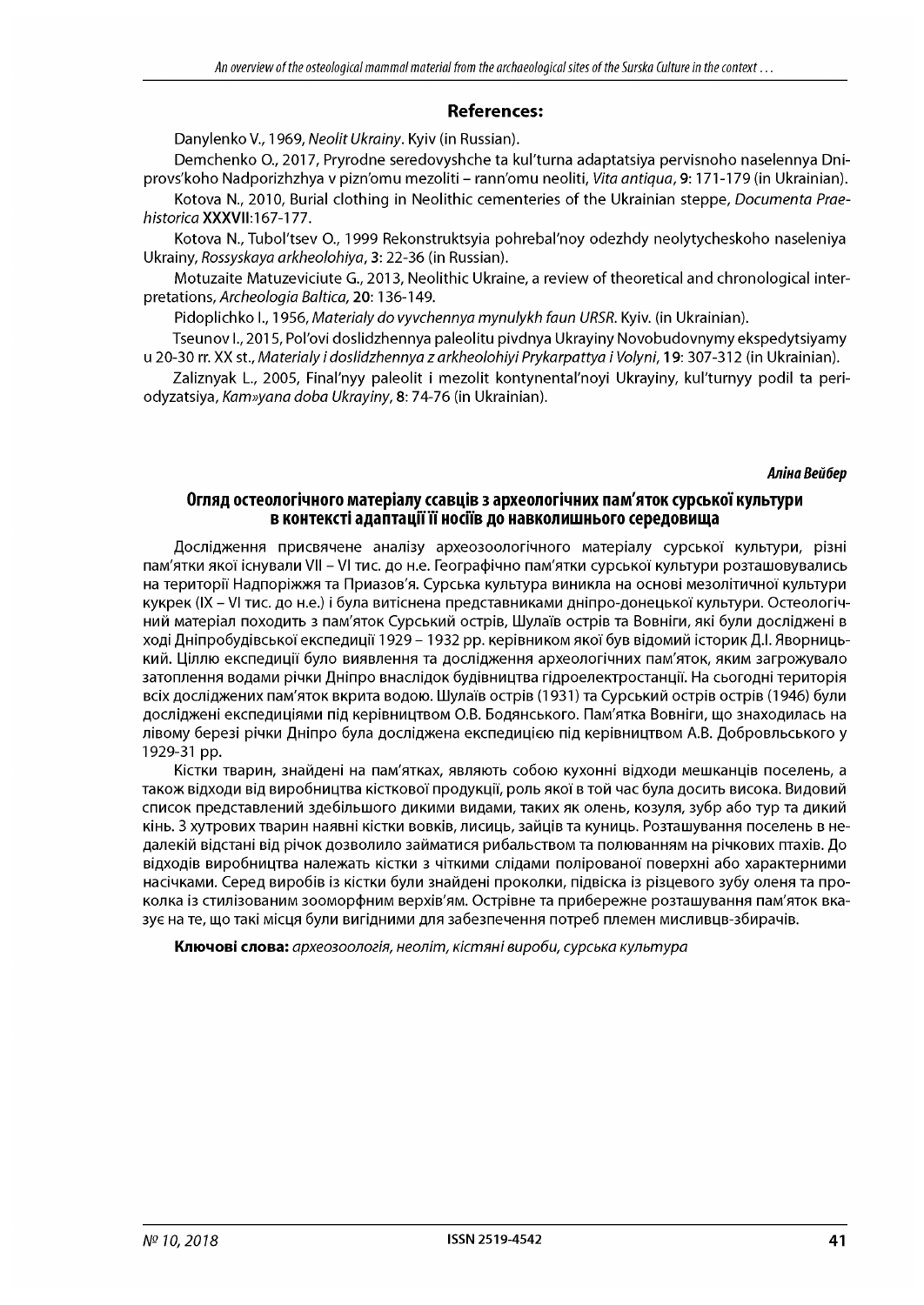## References:

Danylenko V., 1969, *Neolit Ukrainy*. Kyiv (in Russian).

Demchenko O., 2017, Pryrodne seredovyshche ta kul'turna adaptatsiya pervisnoho naselennya Dniprovs'koho Nadporizhzhya v pizn'omu mezoliti – rann'omu neoliti, *Vita antiqua*, **9**: 171-179 (in Ukrainian).

Kotova N., 2010, Burial clothing in Neolithic cementeries of the Ukrainian steppe, *Documenta Praehistorica* **XXXVII**:167-177.

Kotova N., Tubol'tsev O., 1999 Rekonstruktsyia pohrebal'noy odezhdy neolytycheskoho naseleniya Ukrainy, *Rossyskaya arkheolohiya*, **3**: 22-36 (in Russian).

Motuzaite Matuzeviciute G., 2013, Neolithic Ukraine, a review of theoretical and chronological interpretations, *Archeologia Baltica*, **20**: 136-149.

Pidoplichko I., 1956, *Materialy do vyvchennya mynulykh faun URSR*. Kyiv. (in Ukrainian).

Tseunov I., 2015, Pol'ovi doslidzhennya paleolitu pivdnya Ukrayiny Novobudovnymy ekspedytsiyamy u 20-30 rr. XX st., *Materialy i doslidzhennya z arkheolohiyi Prykarpattya i Volyni*, **19**: 307-312 (in Ukrainian).

Zaliznyak L., 2005, Final'nyy paleolit i mezolit kontynental'noyi Ukrayiny, kul'turnyy podil ta periodyzatsiya, *Kam»yana doba Ukrayiny*, **8**: 74-76 (in Ukrainian).

***Аліна Вейбер***

## Огляд остеологічного матеріалу ссавців з археологічних пам'яток сурської культури в контексті адаптації її носіїв до навколишнього середовища

Дослідження присвячене аналізу археозоологічного матеріалу сурської культури, різні пам'ятки якої існували VII – VI тис. до н.е. Географічно пам'ятки сурської культури розташовувались на території Надпоріжжя та Приазов'я. Сурська культура виникла на основі мезолітичної культури кукрек (IX – VI тис. до н.е.) і була витіснена представниками дніпро-донецької культури. Остеологічний матеріал походить з пам'яток Сурський острів, Шулаїв острів та Вовнігі, які були досліджені в ході Дніпробудівської експедиції 1929 – 1932 рр. керівником якої був відомий історик Д.І. Яворницький. Ціллю експедиції було виявлення та дослідження археологічних пам'яток, яким загрожувало затоплення водами річки Дніпро внаслідок будівництва гідроелектростанції. На сьогодні територія всіх досліджених пам'яток вкрита водою. Шулаїв острів (1931) та Сурський острів острів (1946) були досліджені експедиціями під керівництвом О.В. Бодянського. Пам'ятка Вовнігі, що знаходилась на лівому березі річки Дніпро була досліджена експедицією під керівництвом А.В. Добровльського у 1929-31 рр.

Кістки тварин, знайдені на пам'ятках, являють собою кухонні відходи мешканців поселень, а також відходи від виробництва кісткової продукції, роль якої в той час була досить висока. Видовий список представлений здебільшого дикими видами, таких як олень, козуля, зубр або тур та дикий кінь. З хутрових тварин наявні кістки вовків, лисиць, зайців та куниць. Розташування поселень в недалекій відстані від річок дозволило займатися рибальством та полюванням на річкових птахів. До відходів виробництва належать кістки з чіткими слідами полірованої поверхні або характерними насічками. Серед виробів із кістки були знайдені проколки, підвіска із різцевого зубу оленя та проколка із стилізованим зооморфним верхів'ям. Острівне та прибережне розташування пам'яток вказує на те, що такі місця були вигідними для забезпечення потреб племен мисливців-збирачів.

**Ключові слова:** *археозоологія, неоліт, кістяні вироби, сурська культура*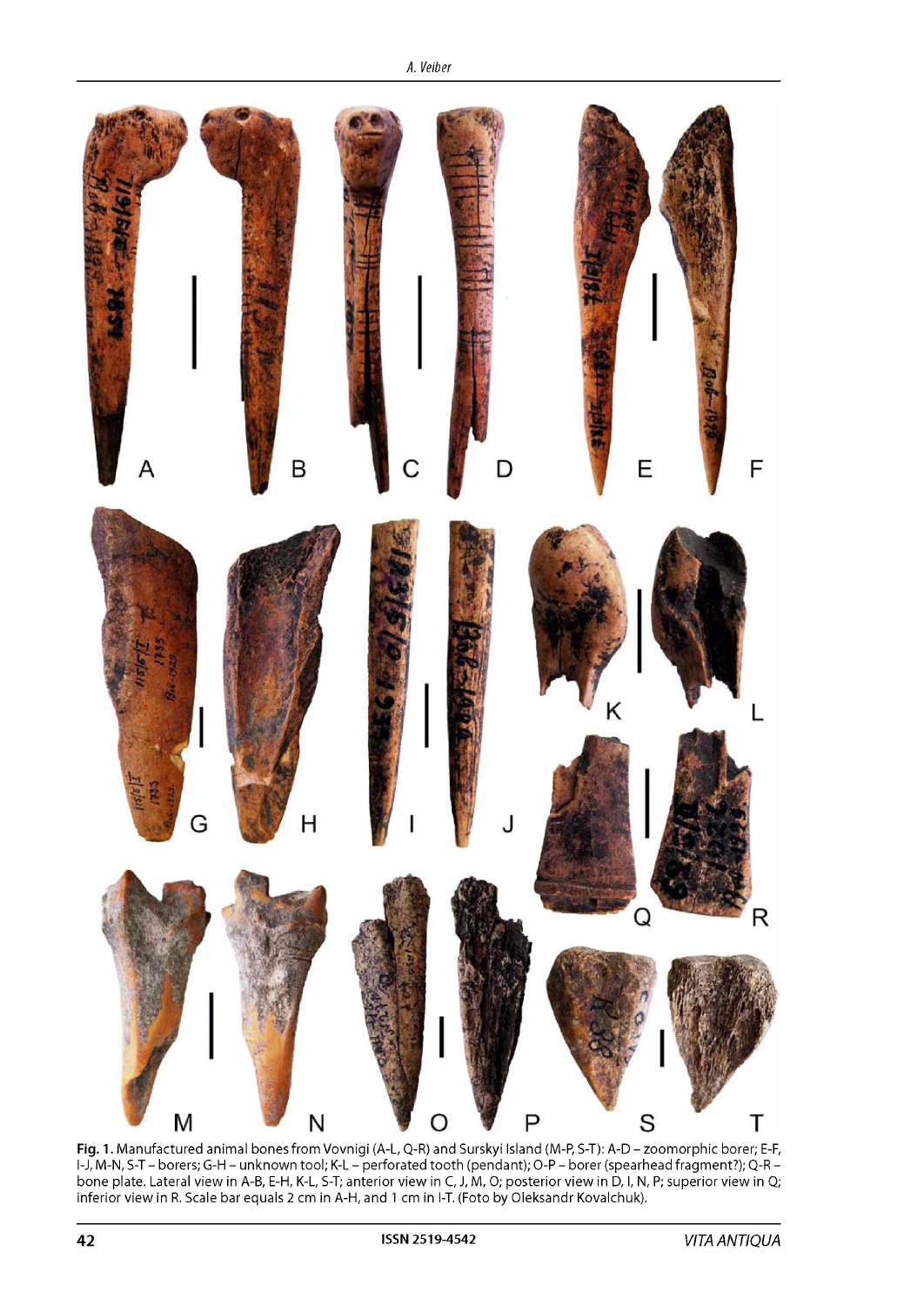**Fig. 1.** Manufactured animal bones from Vovnigi (A-L, Q-R) and Surskyi Island (M-P, S-T): A-D – zoomorphic borer; E-F, I-J, M-N, S-T – borers; G-H – unknown tool; K-L – perforated tooth (pendant); O-P – borer (spearhead fragment?); Q-R – bone plate. Lateral view in A-B, E-H, K-L, S-T; anterior view in C, J, M, O; posterior view in D, I, N, P; superior view in Q; inferior view in R. Scale bar equals 2 cm in A-H, and 1 cm in I-T. (Foto by Oleksandr Kovalchuk).